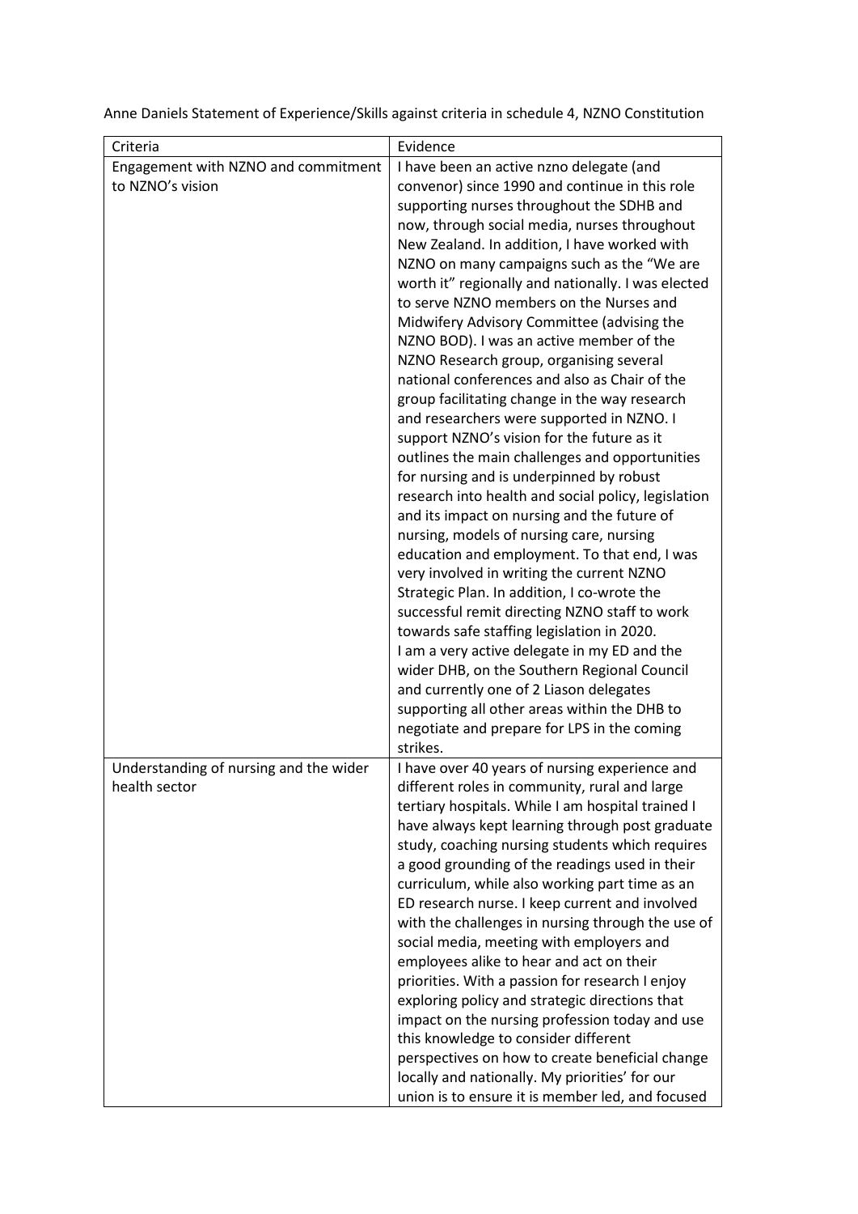Anne Daniels Statement of Experience/Skills against criteria in schedule 4, NZNO Constitution

| Criteria | Evidence |
| --- | --- |
| Engagement with NZNO and commitment to NZNO's vision | I have been an active nzno delegate (and convenor) since 1990 and continue in this role supporting nurses throughout the SDHB and now, through social media, nurses throughout New Zealand. In addition, I have worked with NZNO on many campaigns such as the "We are worth it" regionally and nationally. I was elected to serve NZNO members on the Nurses and Midwifery Advisory Committee (advising the NZNO BOD). I was an active member of the NZNO Research group, organising several national conferences and also as Chair of the group facilitating change in the way research and researchers were supported in NZNO. I support NZNO's vision for the future as it outlines the main challenges and opportunities for nursing and is underpinned by robust research into health and social policy, legislation and its impact on nursing and the future of nursing, models of nursing care, nursing education and employment. To that end, I was very involved in writing the current NZNO Strategic Plan. In addition, I co-wrote the successful remit directing NZNO staff to work towards safe staffing legislation in 2020. I am a very active delegate in my ED and the wider DHB, on the Southern Regional Council and currently one of 2 Liason delegates supporting all other areas within the DHB to negotiate and prepare for LPS in the coming strikes. |
| Understanding of nursing and the wider health sector | I have over 40 years of nursing experience and different roles in community, rural and large tertiary hospitals. While I am hospital trained I have always kept learning through post graduate study, coaching nursing students which requires a good grounding of the readings used in their curriculum, while also working part time as an ED research nurse. I keep current and involved with the challenges in nursing through the use of social media, meeting with employers and employees alike to hear and act on their priorities. With a passion for research I enjoy exploring policy and strategic directions that impact on the nursing profession today and use this knowledge to consider different perspectives on how to create beneficial change locally and nationally. My priorities' for our union is to ensure it is member led, and focused |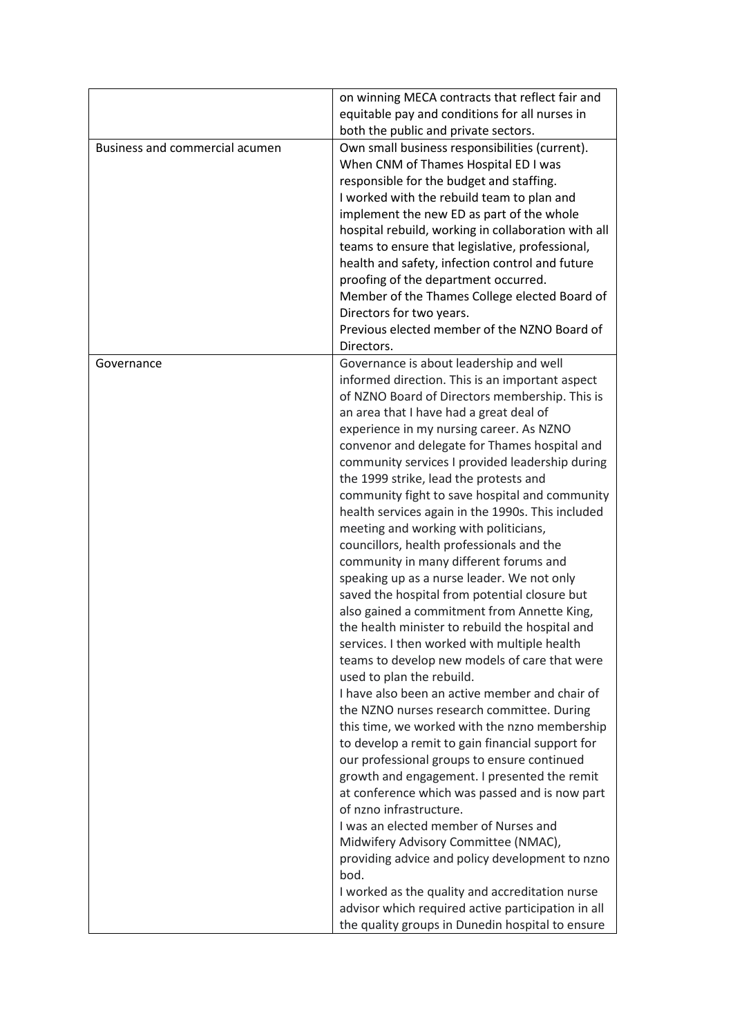| | |
|---|---|
| | on winning MECA contracts that reflect fair and equitable pay and conditions for all nurses in both the public and private sectors. |
| Business and commercial acumen | Own small business responsibilities (current).<br>When CNM of Thames Hospital ED I was responsible for the budget and staffing.<br>I worked with the rebuild team to plan and implement the new ED as part of the whole hospital rebuild, working in collaboration with all teams to ensure that legislative, professional, health and safety, infection control and future proofing of the department occurred.<br>Member of the Thames College elected Board of Directors for two years.<br>Previous elected member of the NZNO Board of Directors. |
| Governance | Governance is about leadership and well informed direction. This is an important aspect of NZNO Board of Directors membership. This is an area that I have had a great deal of experience in my nursing career. As NZNO convenor and delegate for Thames hospital and community services I provided leadership during the 1999 strike, lead the protests and community fight to save hospital and community health services again in the 1990s. This included meeting and working with politicians, councillors, health professionals and the community in many different forums and speaking up as a nurse leader. We not only saved the hospital from potential closure but also gained a commitment from Annette King, the health minister to rebuild the hospital and services. I then worked with multiple health teams to develop new models of care that were used to plan the rebuild.<br>I have also been an active member and chair of the NZNO nurses research committee. During this time, we worked with the nzno membership to develop a remit to gain financial support for our professional groups to ensure continued growth and engagement. I presented the remit at conference which was passed and is now part of nzno infrastructure.<br>I was an elected member of Nurses and Midwifery Advisory Committee (NMAC), providing advice and policy development to nzno bod.<br>I worked as the quality and accreditation nurse advisor which required active participation in all the quality groups in Dunedin hospital to ensure |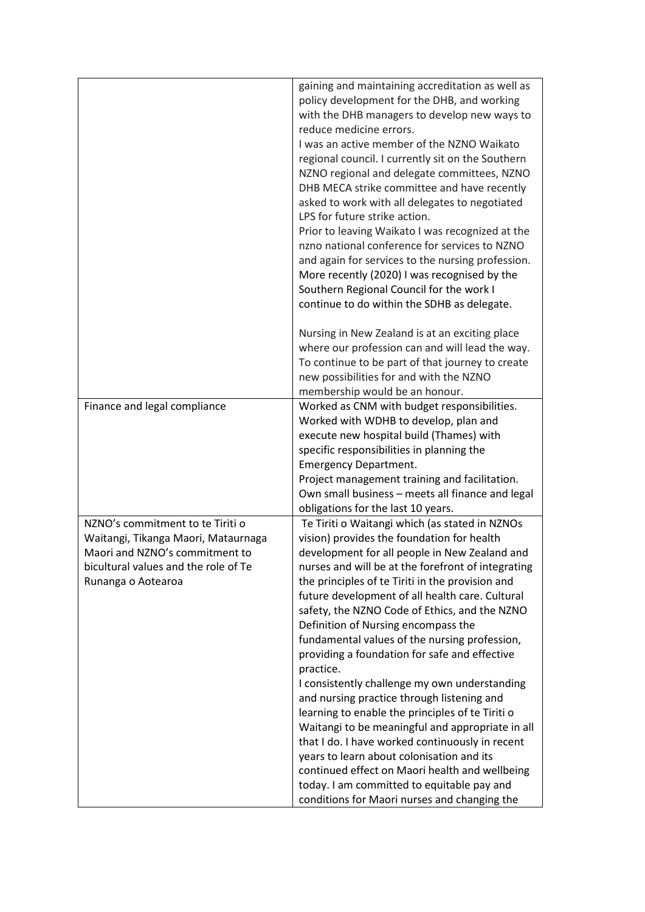|  |  |
| --- | --- |
|  | gaining and maintaining accreditation as well as policy development for the DHB, and working with the DHB managers to develop new ways to reduce medicine errors.<br>I was an active member of the NZNO Waikato regional council. I currently sit on the Southern NZNO regional and delegate committees, NZNO DHB MECA strike committee and have recently asked to work with all delegates to negotiated LPS for future strike action.<br>Prior to leaving Waikato I was recognized at the nzno national conference for services to NZNO and again for services to the nursing profession. More recently (2020) I was recognised by the Southern Regional Council for the work I continue to do within the SDHB as delegate.<br><br>Nursing in New Zealand is at an exciting place where our profession can and will lead the way. To continue to be part of that journey to create new possibilities for and with the NZNO membership would be an honour. |
| Finance and legal compliance | Worked as CNM with budget responsibilities.<br>Worked with WDHB to develop, plan and execute new hospital build (Thames) with specific responsibilities in planning the Emergency Department.<br>Project management training and facilitation.<br>Own small business – meets all finance and legal obligations for the last 10 years. |
| NZNO's commitment to te Tiriti o Waitangi, Tikanga Maori, Mataurnaga Maori and NZNO's commitment to bicultural values and the role of Te Runanga o Aotearoa | Te Tiriti o Waitangi which (as stated in NZNOs vision) provides the foundation for health development for all people in New Zealand and nurses and will be at the forefront of integrating the principles of te Tiriti in the provision and future development of all health care. Cultural safety, the NZNO Code of Ethics, and the NZNO Definition of Nursing encompass the fundamental values of the nursing profession, providing a foundation for safe and effective practice.<br>I consistently challenge my own understanding and nursing practice through listening and learning to enable the principles of te Tiriti o Waitangi to be meaningful and appropriate in all that I do. I have worked continuously in recent years to learn about colonisation and its continued effect on Maori health and wellbeing today. I am committed to equitable pay and conditions for Maori nurses and changing the |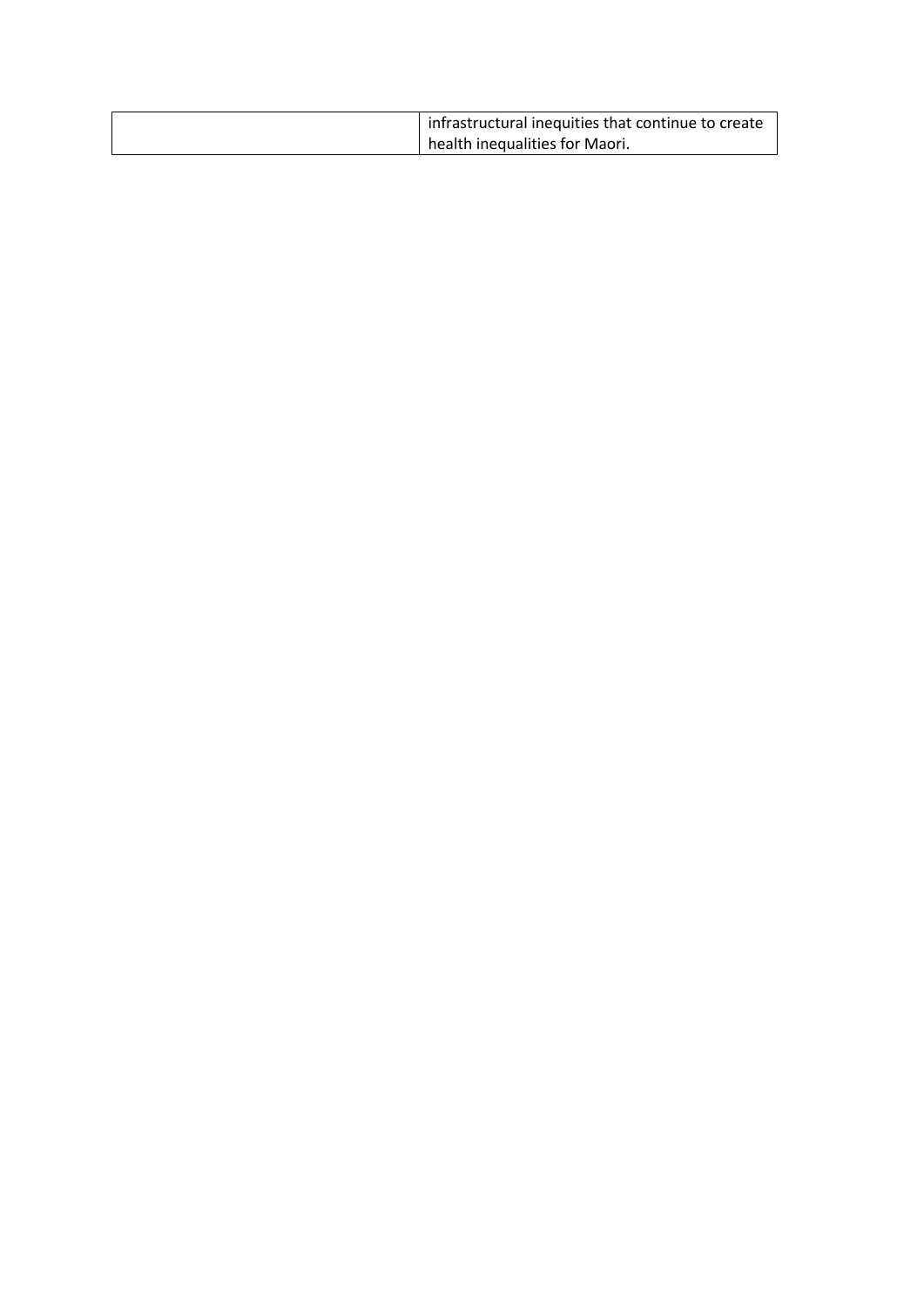| | |
|---|---|
| | infrastructural inequities that continue to create health inequalities for Maori. |